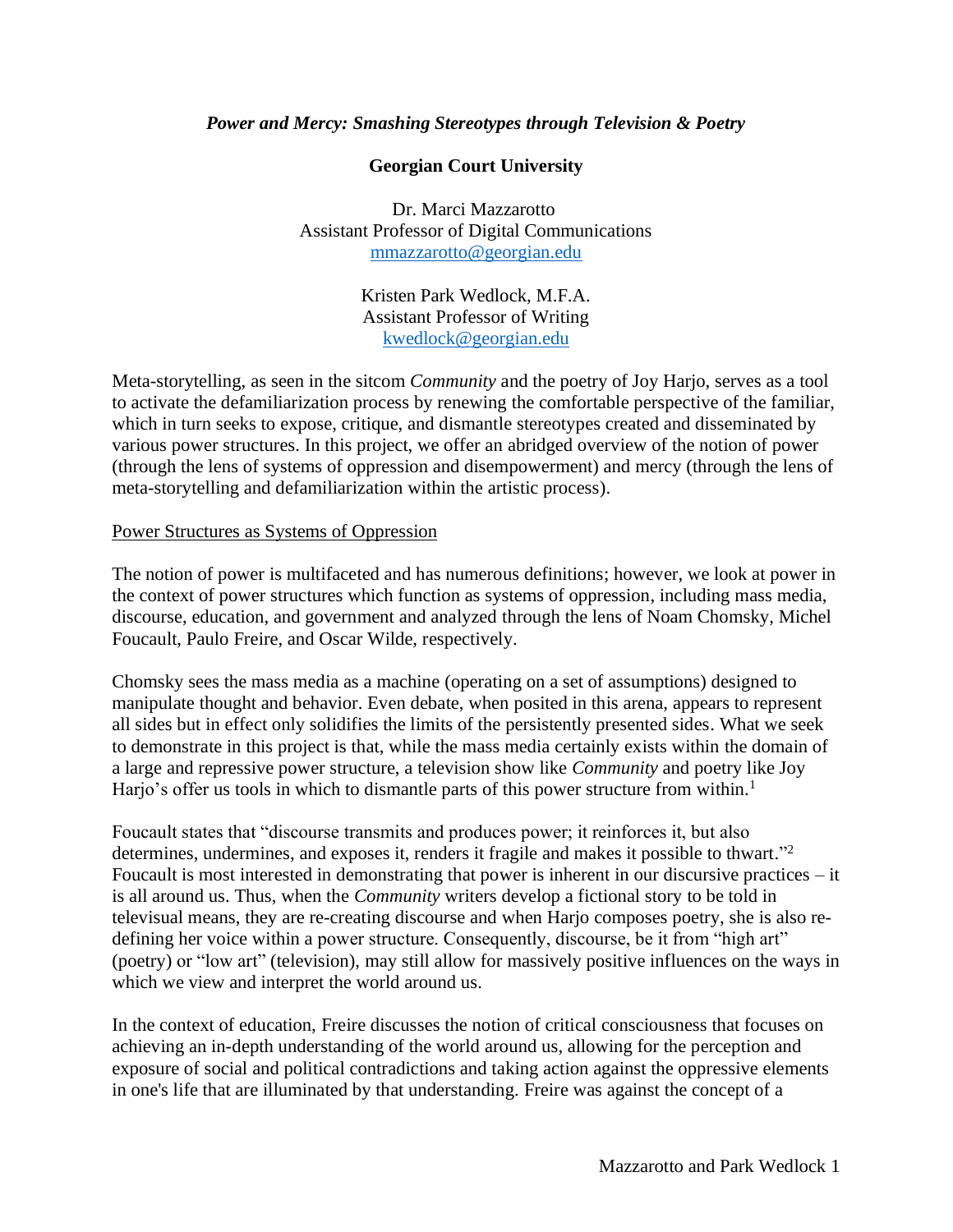# *Power and Mercy: Smashing Stereotypes through Television & Poetry*

**Georgian Court University**

Dr. Marci Mazzarotto
Assistant Professor of Digital Communications
mmazzarotto@georgian.edu

Kristen Park Wedlock, M.F.A.
Assistant Professor of Writing
kwedlock@georgian.edu

Meta-storytelling, as seen in the sitcom *Community* and the poetry of Joy Harjo, serves as a tool to activate the defamiliarization process by renewing the comfortable perspective of the familiar, which in turn seeks to expose, critique, and dismantle stereotypes created and disseminated by various power structures. In this project, we offer an abridged overview of the notion of power (through the lens of systems of oppression and disempowerment) and mercy (through the lens of meta-storytelling and defamiliarization within the artistic process).

## Power Structures as Systems of Oppression

The notion of power is multifaceted and has numerous definitions; however, we look at power in the context of power structures which function as systems of oppression, including mass media, discourse, education, and government and analyzed through the lens of Noam Chomsky, Michel Foucault, Paulo Freire, and Oscar Wilde, respectively.

Chomsky sees the mass media as a machine (operating on a set of assumptions) designed to manipulate thought and behavior. Even debate, when posited in this arena, appears to represent all sides but in effect only solidifies the limits of the persistently presented sides. What we seek to demonstrate in this project is that, while the mass media certainly exists within the domain of a large and repressive power structure, a television show like *Community* and poetry like Joy Harjo's offer us tools in which to dismantle parts of this power structure from within.[1]

Foucault states that "discourse transmits and produces power; it reinforces it, but also determines, undermines, and exposes it, renders it fragile and makes it possible to thwart."[2] Foucault is most interested in demonstrating that power is inherent in our discursive practices – it is all around us. Thus, when the *Community* writers develop a fictional story to be told in televisual means, they are re-creating discourse and when Harjo composes poetry, she is also re-defining her voice within a power structure. Consequently, discourse, be it from "high art" (poetry) or "low art" (television), may still allow for massively positive influences on the ways in which we view and interpret the world around us.

In the context of education, Freire discusses the notion of critical consciousness that focuses on achieving an in-depth understanding of the world around us, allowing for the perception and exposure of social and political contradictions and taking action against the oppressive elements in one's life that are illuminated by that understanding. Freire was against the concept of a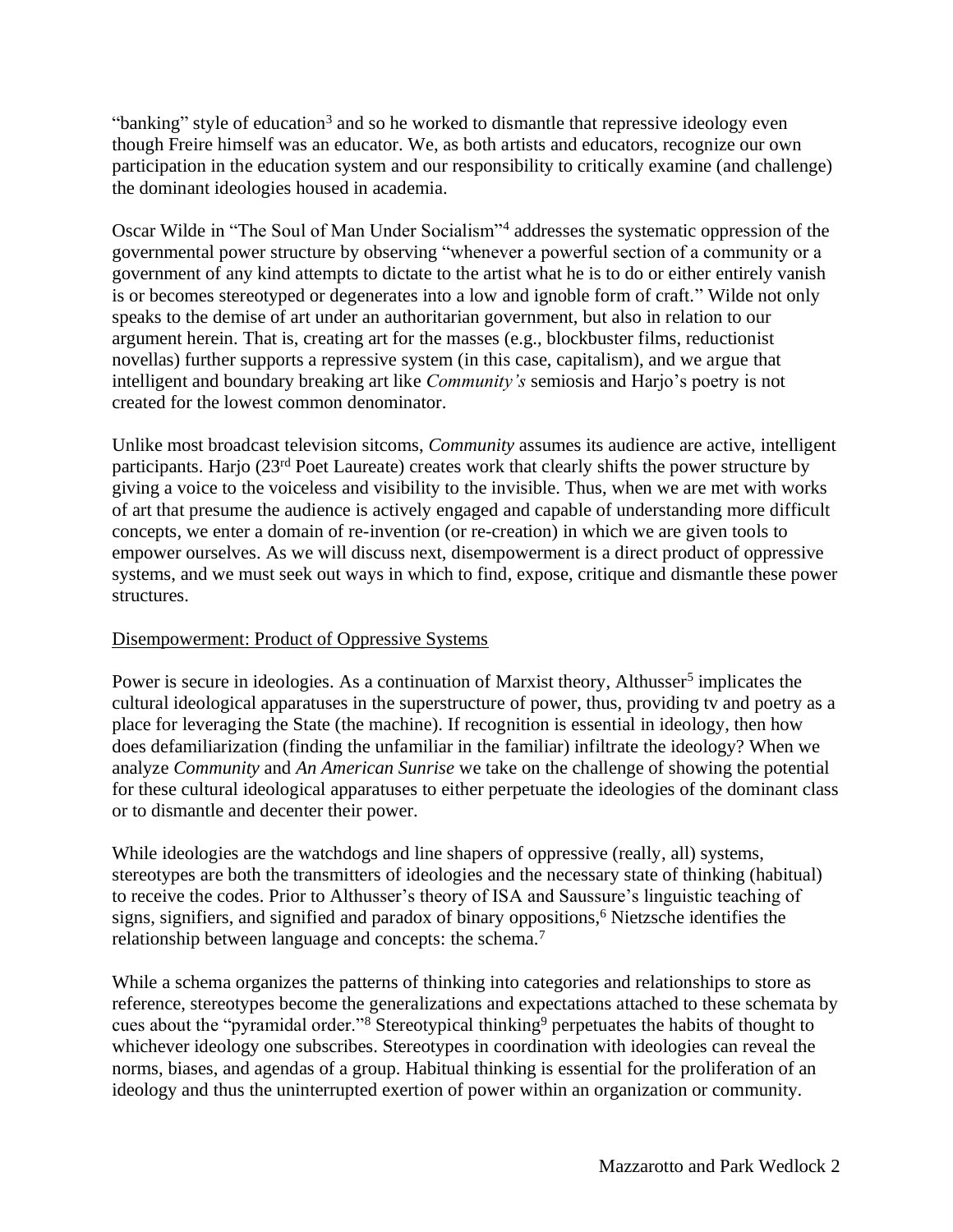"banking" style of education[3] and so he worked to dismantle that repressive ideology even though Freire himself was an educator. We, as both artists and educators, recognize our own participation in the education system and our responsibility to critically examine (and challenge) the dominant ideologies housed in academia.

Oscar Wilde in "The Soul of Man Under Socialism"[4] addresses the systematic oppression of the governmental power structure by observing "whenever a powerful section of a community or a government of any kind attempts to dictate to the artist what he is to do or either entirely vanish is or becomes stereotyped or degenerates into a low and ignoble form of craft." Wilde not only speaks to the demise of art under an authoritarian government, but also in relation to our argument herein. That is, creating art for the masses (e.g., blockbuster films, reductionist novellas) further supports a repressive system (in this case, capitalism), and we argue that intelligent and boundary breaking art like *Community's* semiosis and Harjo's poetry is not created for the lowest common denominator.

Unlike most broadcast television sitcoms, *Community* assumes its audience are active, intelligent participants. Harjo (23rd Poet Laureate) creates work that clearly shifts the power structure by giving a voice to the voiceless and visibility to the invisible. Thus, when we are met with works of art that presume the audience is actively engaged and capable of understanding more difficult concepts, we enter a domain of re-invention (or re-creation) in which we are given tools to empower ourselves. As we will discuss next, disempowerment is a direct product of oppressive systems, and we must seek out ways in which to find, expose, critique and dismantle these power structures.

<u>Disempowerment: Product of Oppressive Systems</u>

Power is secure in ideologies. As a continuation of Marxist theory, Althusser[5] implicates the cultural ideological apparatuses in the superstructure of power, thus, providing tv and poetry as a place for leveraging the State (the machine). If recognition is essential in ideology, then how does defamiliarization (finding the unfamiliar in the familiar) infiltrate the ideology? When we analyze *Community* and *An American Sunrise* we take on the challenge of showing the potential for these cultural ideological apparatuses to either perpetuate the ideologies of the dominant class or to dismantle and decenter their power.

While ideologies are the watchdogs and line shapers of oppressive (really, all) systems, stereotypes are both the transmitters of ideologies and the necessary state of thinking (habitual) to receive the codes. Prior to Althusser's theory of ISA and Saussure's linguistic teaching of signs, signifiers, and signified and paradox of binary oppositions,[6] Nietzsche identifies the relationship between language and concepts: the schema.[7]

While a schema organizes the patterns of thinking into categories and relationships to store as reference, stereotypes become the generalizations and expectations attached to these schemata by cues about the "pyramidal order."[8] Stereotypical thinking[9] perpetuates the habits of thought to whichever ideology one subscribes. Stereotypes in coordination with ideologies can reveal the norms, biases, and agendas of a group. Habitual thinking is essential for the proliferation of an ideology and thus the uninterrupted exertion of power within an organization or community.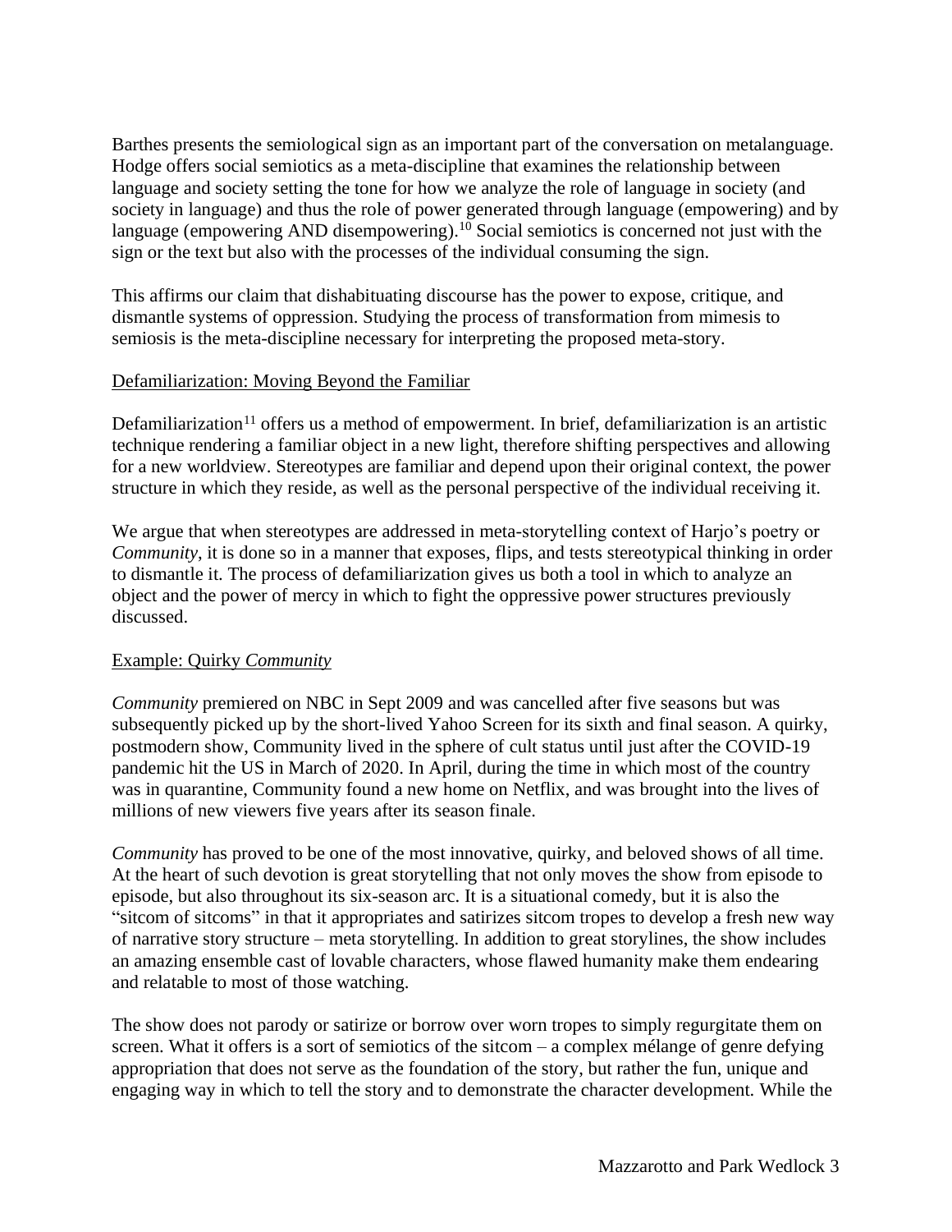Barthes presents the semiological sign as an important part of the conversation on metalanguage. Hodge offers social semiotics as a meta-discipline that examines the relationship between language and society setting the tone for how we analyze the role of language in society (and society in language) and thus the role of power generated through language (empowering) and by language (empowering AND disempowering).[10] Social semiotics is concerned not just with the sign or the text but also with the processes of the individual consuming the sign.

This affirms our claim that dishabituating discourse has the power to expose, critique, and dismantle systems of oppression. Studying the process of transformation from mimesis to semiosis is the meta-discipline necessary for interpreting the proposed meta-story.

<u>Defamiliarization: Moving Beyond the Familiar</u>

Defamiliarization[11] offers us a method of empowerment. In brief, defamiliarization is an artistic technique rendering a familiar object in a new light, therefore shifting perspectives and allowing for a new worldview. Stereotypes are familiar and depend upon their original context, the power structure in which they reside, as well as the personal perspective of the individual receiving it.

We argue that when stereotypes are addressed in meta-storytelling context of Harjo's poetry or *Community*, it is done so in a manner that exposes, flips, and tests stereotypical thinking in order to dismantle it. The process of defamiliarization gives us both a tool in which to analyze an object and the power of mercy in which to fight the oppressive power structures previously discussed.

<u>Example: Quirky *Community*</u>

*Community* premiered on NBC in Sept 2009 and was cancelled after five seasons but was subsequently picked up by the short-lived Yahoo Screen for its sixth and final season. A quirky, postmodern show, Community lived in the sphere of cult status until just after the COVID-19 pandemic hit the US in March of 2020. In April, during the time in which most of the country was in quarantine, Community found a new home on Netflix, and was brought into the lives of millions of new viewers five years after its season finale.

*Community* has proved to be one of the most innovative, quirky, and beloved shows of all time. At the heart of such devotion is great storytelling that not only moves the show from episode to episode, but also throughout its six-season arc. It is a situational comedy, but it is also the "sitcom of sitcoms" in that it appropriates and satirizes sitcom tropes to develop a fresh new way of narrative story structure – meta storytelling. In addition to great storylines, the show includes an amazing ensemble cast of lovable characters, whose flawed humanity make them endearing and relatable to most of those watching.

The show does not parody or satirize or borrow over worn tropes to simply regurgitate them on screen. What it offers is a sort of semiotics of the sitcom – a complex mélange of genre defying appropriation that does not serve as the foundation of the story, but rather the fun, unique and engaging way in which to tell the story and to demonstrate the character development. While the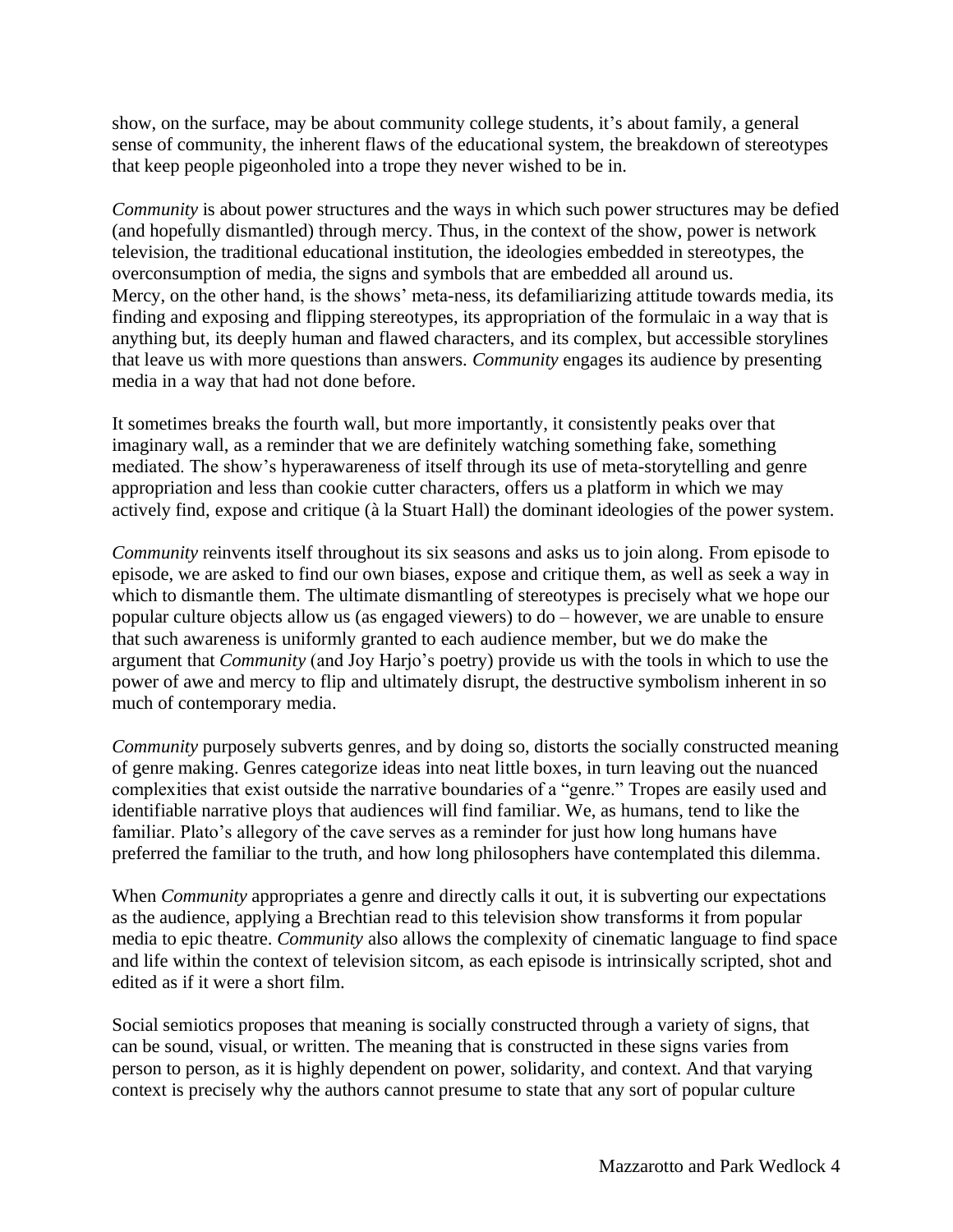show, on the surface, may be about community college students, it's about family, a general sense of community, the inherent flaws of the educational system, the breakdown of stereotypes that keep people pigeonholed into a trope they never wished to be in.

*Community* is about power structures and the ways in which such power structures may be defied (and hopefully dismantled) through mercy. Thus, in the context of the show, power is network television, the traditional educational institution, the ideologies embedded in stereotypes, the overconsumption of media, the signs and symbols that are embedded all around us.
Mercy, on the other hand, is the shows' meta-ness, its defamiliarizing attitude towards media, its finding and exposing and flipping stereotypes, its appropriation of the formulaic in a way that is anything but, its deeply human and flawed characters, and its complex, but accessible storylines that leave us with more questions than answers. *Community* engages its audience by presenting media in a way that had not done before.

It sometimes breaks the fourth wall, but more importantly, it consistently peaks over that imaginary wall, as a reminder that we are definitely watching something fake, something mediated. The show's hyperawareness of itself through its use of meta-storytelling and genre appropriation and less than cookie cutter characters, offers us a platform in which we may actively find, expose and critique (à la Stuart Hall) the dominant ideologies of the power system.

*Community* reinvents itself throughout its six seasons and asks us to join along. From episode to episode, we are asked to find our own biases, expose and critique them, as well as seek a way in which to dismantle them. The ultimate dismantling of stereotypes is precisely what we hope our popular culture objects allow us (as engaged viewers) to do – however, we are unable to ensure that such awareness is uniformly granted to each audience member, but we do make the argument that *Community* (and Joy Harjo's poetry) provide us with the tools in which to use the power of awe and mercy to flip and ultimately disrupt, the destructive symbolism inherent in so much of contemporary media.

*Community* purposely subverts genres, and by doing so, distorts the socially constructed meaning of genre making. Genres categorize ideas into neat little boxes, in turn leaving out the nuanced complexities that exist outside the narrative boundaries of a "genre." Tropes are easily used and identifiable narrative ploys that audiences will find familiar. We, as humans, tend to like the familiar. Plato's allegory of the cave serves as a reminder for just how long humans have preferred the familiar to the truth, and how long philosophers have contemplated this dilemma.

When *Community* appropriates a genre and directly calls it out, it is subverting our expectations as the audience, applying a Brechtian read to this television show transforms it from popular media to epic theatre. *Community* also allows the complexity of cinematic language to find space and life within the context of television sitcom, as each episode is intrinsically scripted, shot and edited as if it were a short film.

Social semiotics proposes that meaning is socially constructed through a variety of signs, that can be sound, visual, or written. The meaning that is constructed in these signs varies from person to person, as it is highly dependent on power, solidarity, and context. And that varying context is precisely why the authors cannot presume to state that any sort of popular culture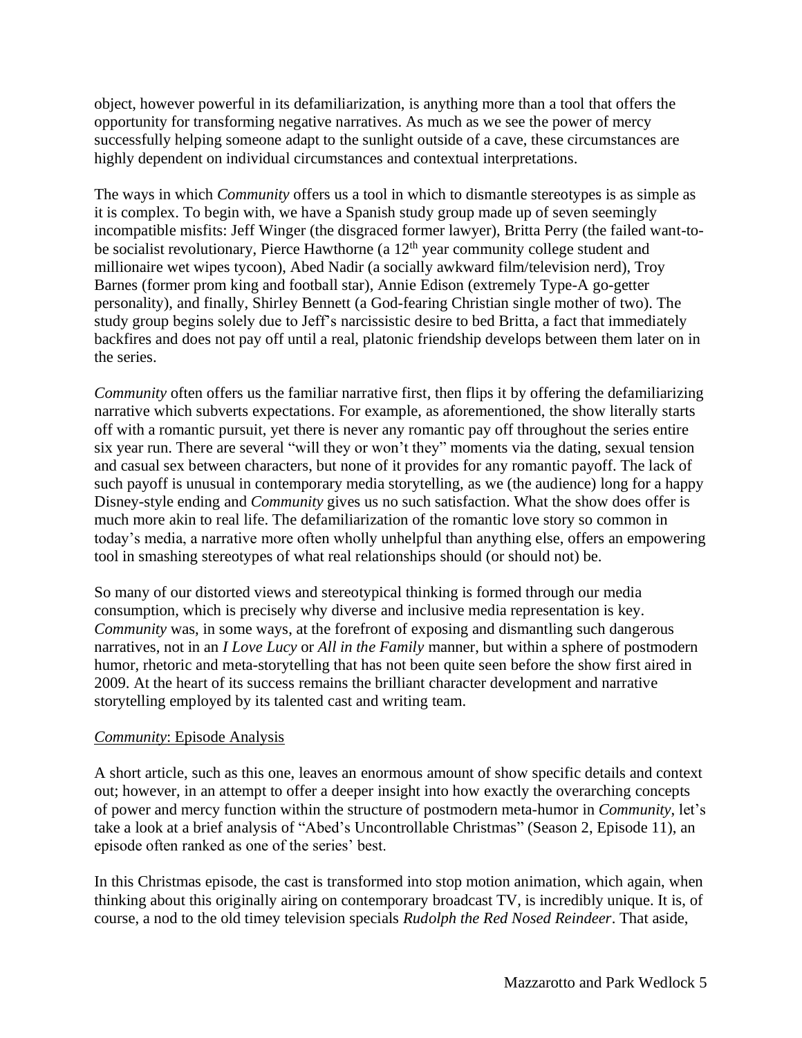object, however powerful in its defamiliarization, is anything more than a tool that offers the opportunity for transforming negative narratives. As much as we see the power of mercy successfully helping someone adapt to the sunlight outside of a cave, these circumstances are highly dependent on individual circumstances and contextual interpretations.

The ways in which *Community* offers us a tool in which to dismantle stereotypes is as simple as it is complex. To begin with, we have a Spanish study group made up of seven seemingly incompatible misfits: Jeff Winger (the disgraced former lawyer), Britta Perry (the failed want-to-be socialist revolutionary, Pierce Hawthorne (a 12th year community college student and millionaire wet wipes tycoon), Abed Nadir (a socially awkward film/television nerd), Troy Barnes (former prom king and football star), Annie Edison (extremely Type-A go-getter personality), and finally, Shirley Bennett (a God-fearing Christian single mother of two). The study group begins solely due to Jeff's narcissistic desire to bed Britta, a fact that immediately backfires and does not pay off until a real, platonic friendship develops between them later on in the series.

*Community* often offers us the familiar narrative first, then flips it by offering the defamiliarizing narrative which subverts expectations. For example, as aforementioned, the show literally starts off with a romantic pursuit, yet there is never any romantic pay off throughout the series entire six year run. There are several "will they or won't they" moments via the dating, sexual tension and casual sex between characters, but none of it provides for any romantic payoff. The lack of such payoff is unusual in contemporary media storytelling, as we (the audience) long for a happy Disney-style ending and *Community* gives us no such satisfaction. What the show does offer is much more akin to real life. The defamiliarization of the romantic love story so common in today's media, a narrative more often wholly unhelpful than anything else, offers an empowering tool in smashing stereotypes of what real relationships should (or should not) be.

So many of our distorted views and stereotypical thinking is formed through our media consumption, which is precisely why diverse and inclusive media representation is key. *Community* was, in some ways, at the forefront of exposing and dismantling such dangerous narratives, not in an *I Love Lucy* or *All in the Family* manner, but within a sphere of postmodern humor, rhetoric and meta-storytelling that has not been quite seen before the show first aired in 2009. At the heart of its success remains the brilliant character development and narrative storytelling employed by its talented cast and writing team.

## *Community*: Episode Analysis

A short article, such as this one, leaves an enormous amount of show specific details and context out; however, in an attempt to offer a deeper insight into how exactly the overarching concepts of power and mercy function within the structure of postmodern meta-humor in *Community*, let's take a look at a brief analysis of "Abed's Uncontrollable Christmas" (Season 2, Episode 11), an episode often ranked as one of the series' best.

In this Christmas episode, the cast is transformed into stop motion animation, which again, when thinking about this originally airing on contemporary broadcast TV, is incredibly unique. It is, of course, a nod to the old timey television specials *Rudolph the Red Nosed Reindeer*. That aside,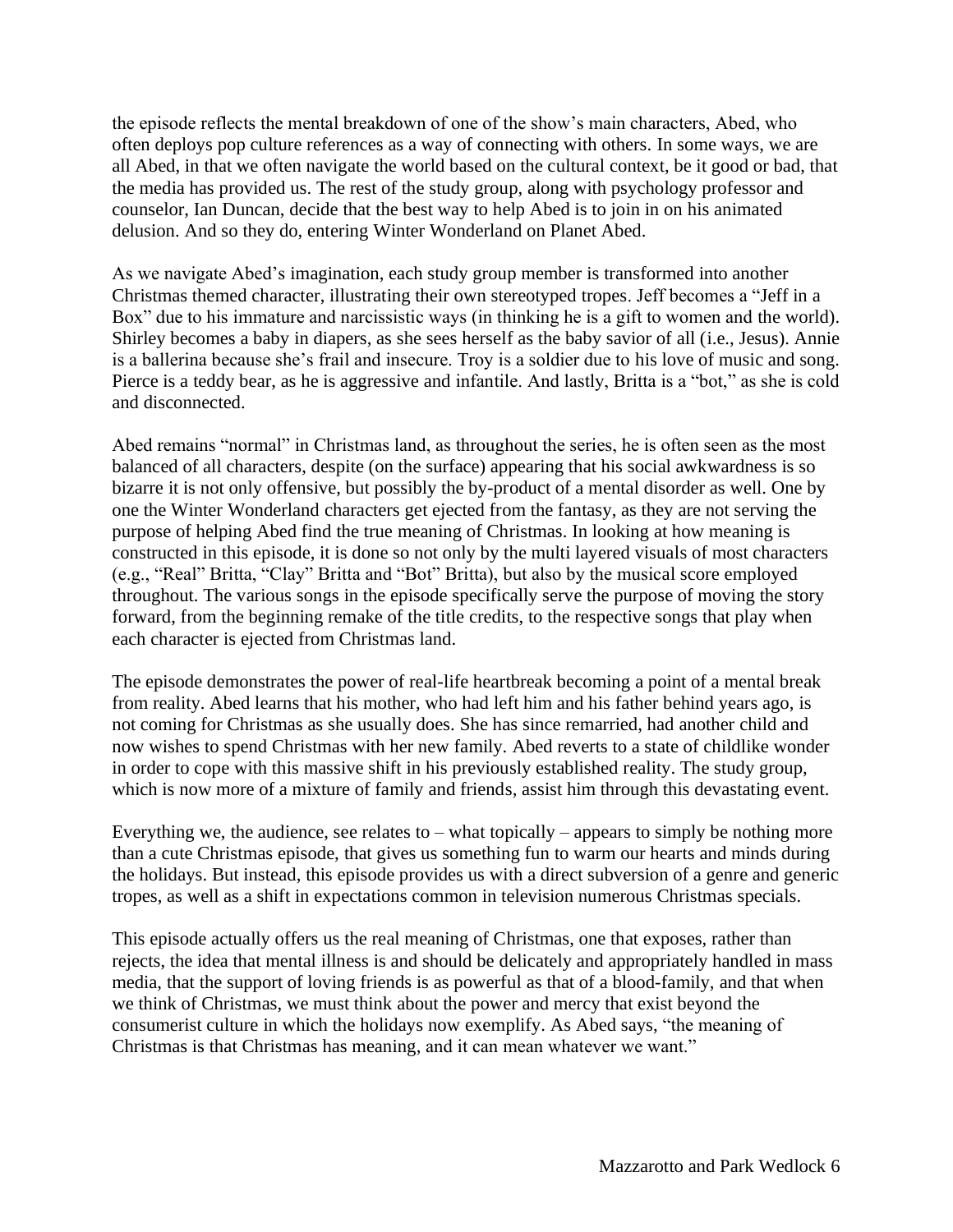the episode reflects the mental breakdown of one of the show's main characters, Abed, who often deploys pop culture references as a way of connecting with others. In some ways, we are all Abed, in that we often navigate the world based on the cultural context, be it good or bad, that the media has provided us. The rest of the study group, along with psychology professor and counselor, Ian Duncan, decide that the best way to help Abed is to join in on his animated delusion. And so they do, entering Winter Wonderland on Planet Abed.

As we navigate Abed's imagination, each study group member is transformed into another Christmas themed character, illustrating their own stereotyped tropes. Jeff becomes a "Jeff in a Box" due to his immature and narcissistic ways (in thinking he is a gift to women and the world). Shirley becomes a baby in diapers, as she sees herself as the baby savior of all (i.e., Jesus). Annie is a ballerina because she's frail and insecure. Troy is a soldier due to his love of music and song. Pierce is a teddy bear, as he is aggressive and infantile. And lastly, Britta is a "bot," as she is cold and disconnected.

Abed remains "normal" in Christmas land, as throughout the series, he is often seen as the most balanced of all characters, despite (on the surface) appearing that his social awkwardness is so bizarre it is not only offensive, but possibly the by-product of a mental disorder as well. One by one the Winter Wonderland characters get ejected from the fantasy, as they are not serving the purpose of helping Abed find the true meaning of Christmas. In looking at how meaning is constructed in this episode, it is done so not only by the multi layered visuals of most characters (e.g., "Real" Britta, "Clay" Britta and "Bot" Britta), but also by the musical score employed throughout. The various songs in the episode specifically serve the purpose of moving the story forward, from the beginning remake of the title credits, to the respective songs that play when each character is ejected from Christmas land.

The episode demonstrates the power of real-life heartbreak becoming a point of a mental break from reality. Abed learns that his mother, who had left him and his father behind years ago, is not coming for Christmas as she usually does. She has since remarried, had another child and now wishes to spend Christmas with her new family. Abed reverts to a state of childlike wonder in order to cope with this massive shift in his previously established reality. The study group, which is now more of a mixture of family and friends, assist him through this devastating event.

Everything we, the audience, see relates to – what topically – appears to simply be nothing more than a cute Christmas episode, that gives us something fun to warm our hearts and minds during the holidays. But instead, this episode provides us with a direct subversion of a genre and generic tropes, as well as a shift in expectations common in television numerous Christmas specials.

This episode actually offers us the real meaning of Christmas, one that exposes, rather than rejects, the idea that mental illness is and should be delicately and appropriately handled in mass media, that the support of loving friends is as powerful as that of a blood-family, and that when we think of Christmas, we must think about the power and mercy that exist beyond the consumerist culture in which the holidays now exemplify. As Abed says, "the meaning of Christmas is that Christmas has meaning, and it can mean whatever we want."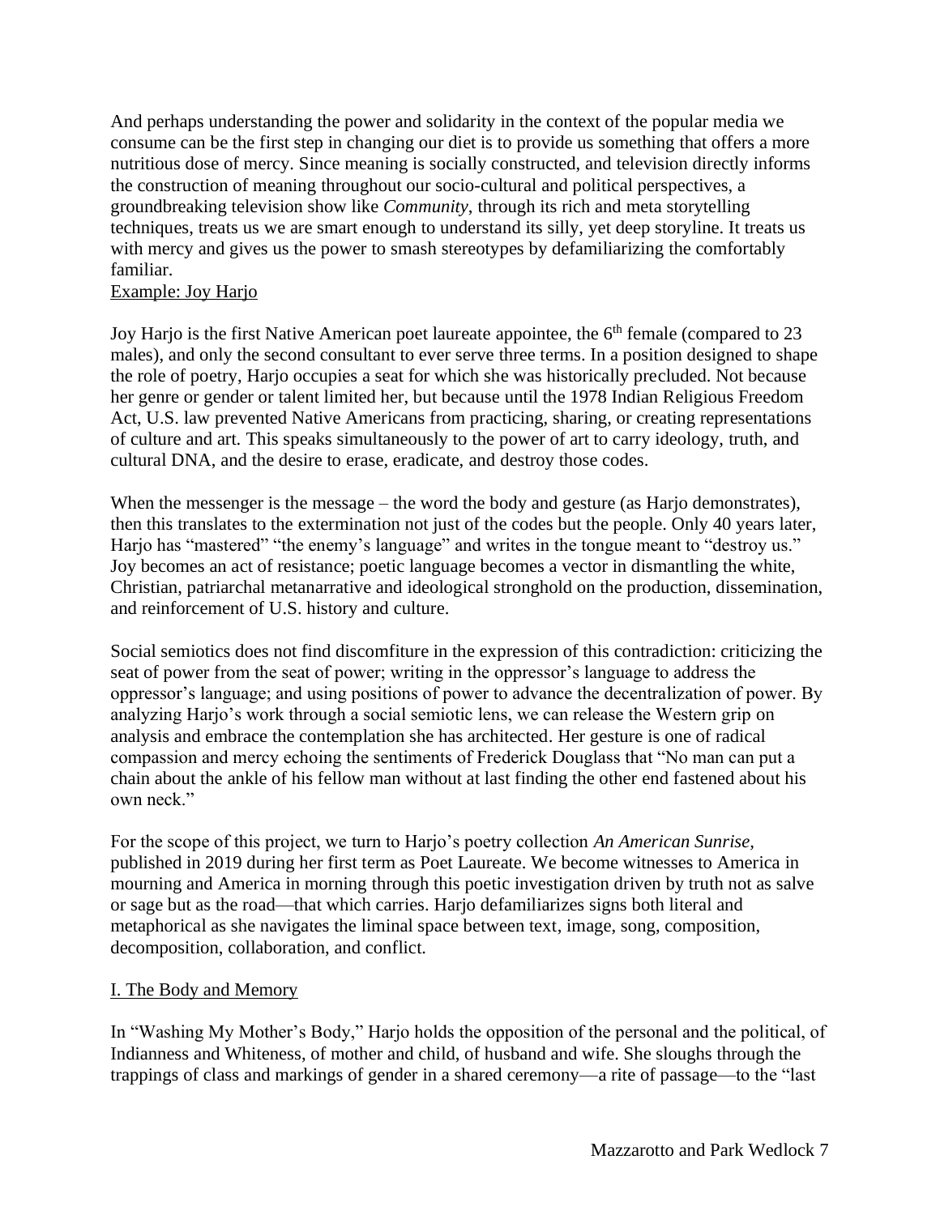And perhaps understanding the power and solidarity in the context of the popular media we consume can be the first step in changing our diet is to provide us something that offers a more nutritious dose of mercy. Since meaning is socially constructed, and television directly informs the construction of meaning throughout our socio-cultural and political perspectives, a groundbreaking television show like *Community*, through its rich and meta storytelling techniques, treats us we are smart enough to understand its silly, yet deep storyline. It treats us with mercy and gives us the power to smash stereotypes by defamiliarizing the comfortably familiar.

<u>Example: Joy Harjo</u>

Joy Harjo is the first Native American poet laureate appointee, the 6th female (compared to 23 males), and only the second consultant to ever serve three terms. In a position designed to shape the role of poetry, Harjo occupies a seat for which she was historically precluded. Not because her genre or gender or talent limited her, but because until the 1978 Indian Religious Freedom Act, U.S. law prevented Native Americans from practicing, sharing, or creating representations of culture and art. This speaks simultaneously to the power of art to carry ideology, truth, and cultural DNA, and the desire to erase, eradicate, and destroy those codes.

When the messenger is the message – the word the body and gesture (as Harjo demonstrates), then this translates to the extermination not just of the codes but the people. Only 40 years later, Harjo has "mastered" "the enemy's language" and writes in the tongue meant to "destroy us." Joy becomes an act of resistance; poetic language becomes a vector in dismantling the white, Christian, patriarchal metanarrative and ideological stronghold on the production, dissemination, and reinforcement of U.S. history and culture.

Social semiotics does not find discomfiture in the expression of this contradiction: criticizing the seat of power from the seat of power; writing in the oppressor's language to address the oppressor's language; and using positions of power to advance the decentralization of power. By analyzing Harjo's work through a social semiotic lens, we can release the Western grip on analysis and embrace the contemplation she has architected. Her gesture is one of radical compassion and mercy echoing the sentiments of Frederick Douglass that "No man can put a chain about the ankle of his fellow man without at last finding the other end fastened about his own neck."

For the scope of this project, we turn to Harjo's poetry collection *An American Sunrise,* published in 2019 during her first term as Poet Laureate. We become witnesses to America in mourning and America in morning through this poetic investigation driven by truth not as salve or sage but as the road—that which carries. Harjo defamiliarizes signs both literal and metaphorical as she navigates the liminal space between text, image, song, composition, decomposition, collaboration, and conflict.

<u>I. The Body and Memory</u>

In "Washing My Mother's Body," Harjo holds the opposition of the personal and the political, of Indianness and Whiteness, of mother and child, of husband and wife. She sloughs through the trappings of class and markings of gender in a shared ceremony—a rite of passage—to the "last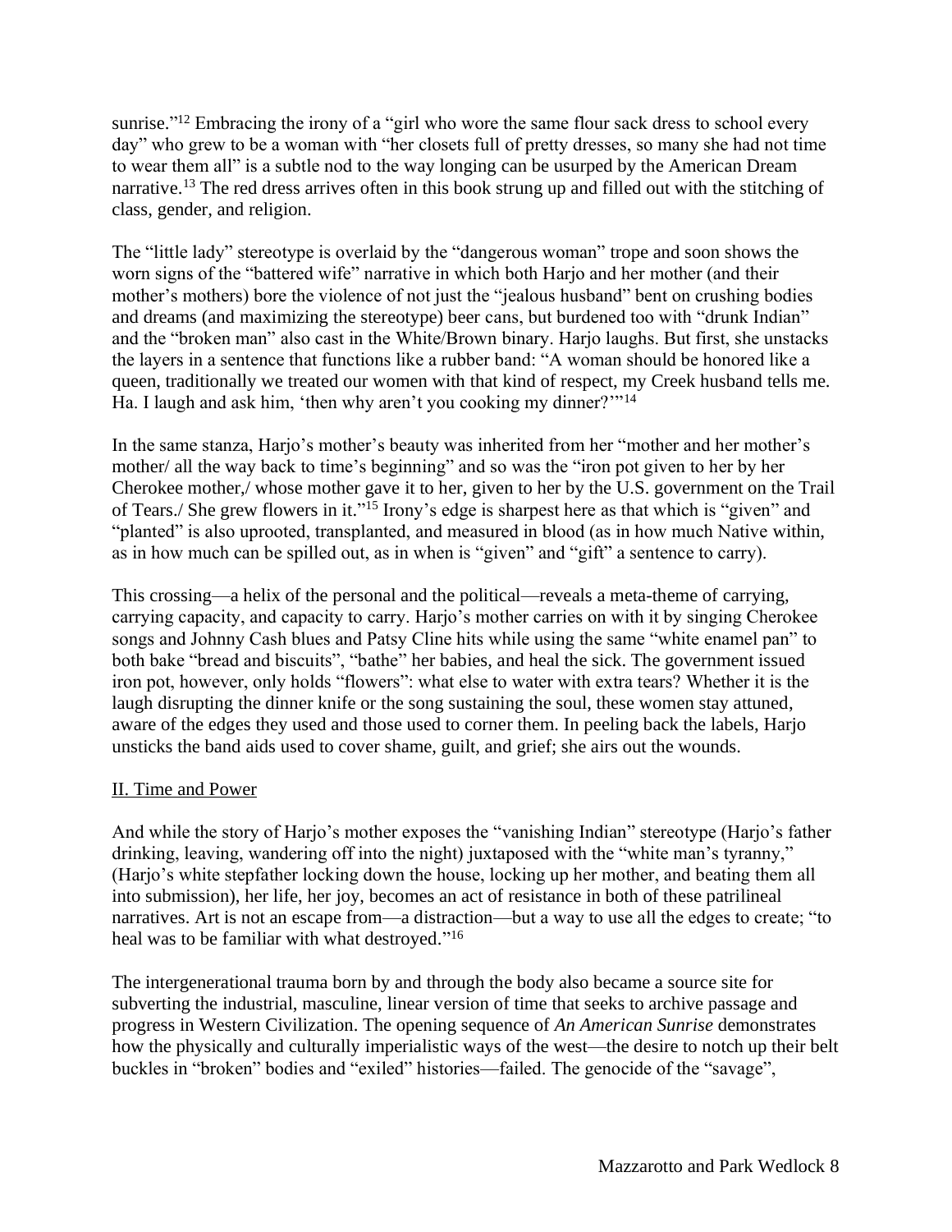sunrise."[12] Embracing the irony of a "girl who wore the same flour sack dress to school every day" who grew to be a woman with "her closets full of pretty dresses, so many she had not time to wear them all" is a subtle nod to the way longing can be usurped by the American Dream narrative.[13] The red dress arrives often in this book strung up and filled out with the stitching of class, gender, and religion.

The "little lady" stereotype is overlaid by the "dangerous woman" trope and soon shows the worn signs of the "battered wife" narrative in which both Harjo and her mother (and their mother's mothers) bore the violence of not just the "jealous husband" bent on crushing bodies and dreams (and maximizing the stereotype) beer cans, but burdened too with "drunk Indian" and the "broken man" also cast in the White/Brown binary. Harjo laughs. But first, she unstacks the layers in a sentence that functions like a rubber band: "A woman should be honored like a queen, traditionally we treated our women with that kind of respect, my Creek husband tells me. Ha. I laugh and ask him, 'then why aren't you cooking my dinner?'"[14]

In the same stanza, Harjo's mother's beauty was inherited from her "mother and her mother's mother/ all the way back to time's beginning" and so was the "iron pot given to her by her Cherokee mother,/ whose mother gave it to her, given to her by the U.S. government on the Trail of Tears./ She grew flowers in it."[15] Irony's edge is sharpest here as that which is "given" and "planted" is also uprooted, transplanted, and measured in blood (as in how much Native within, as in how much can be spilled out, as in when is "given" and "gift" a sentence to carry).

This crossing—a helix of the personal and the political—reveals a meta-theme of carrying, carrying capacity, and capacity to carry. Harjo's mother carries on with it by singing Cherokee songs and Johnny Cash blues and Patsy Cline hits while using the same "white enamel pan" to both bake "bread and biscuits", "bathe" her babies, and heal the sick. The government issued iron pot, however, only holds "flowers": what else to water with extra tears? Whether it is the laugh disrupting the dinner knife or the song sustaining the soul, these women stay attuned, aware of the edges they used and those used to corner them. In peeling back the labels, Harjo unsticks the band aids used to cover shame, guilt, and grief; she airs out the wounds.

## II. Time and Power

And while the story of Harjo's mother exposes the "vanishing Indian" stereotype (Harjo's father drinking, leaving, wandering off into the night) juxtaposed with the "white man's tyranny," (Harjo's white stepfather locking down the house, locking up her mother, and beating them all into submission), her life, her joy, becomes an act of resistance in both of these patrilineal narratives. Art is not an escape from—a distraction—but a way to use all the edges to create; "to heal was to be familiar with what destroyed."[16]

The intergenerational trauma born by and through the body also became a source site for subverting the industrial, masculine, linear version of time that seeks to archive passage and progress in Western Civilization. The opening sequence of *An American Sunrise* demonstrates how the physically and culturally imperialistic ways of the west—the desire to notch up their belt buckles in "broken" bodies and "exiled" histories—failed. The genocide of the "savage",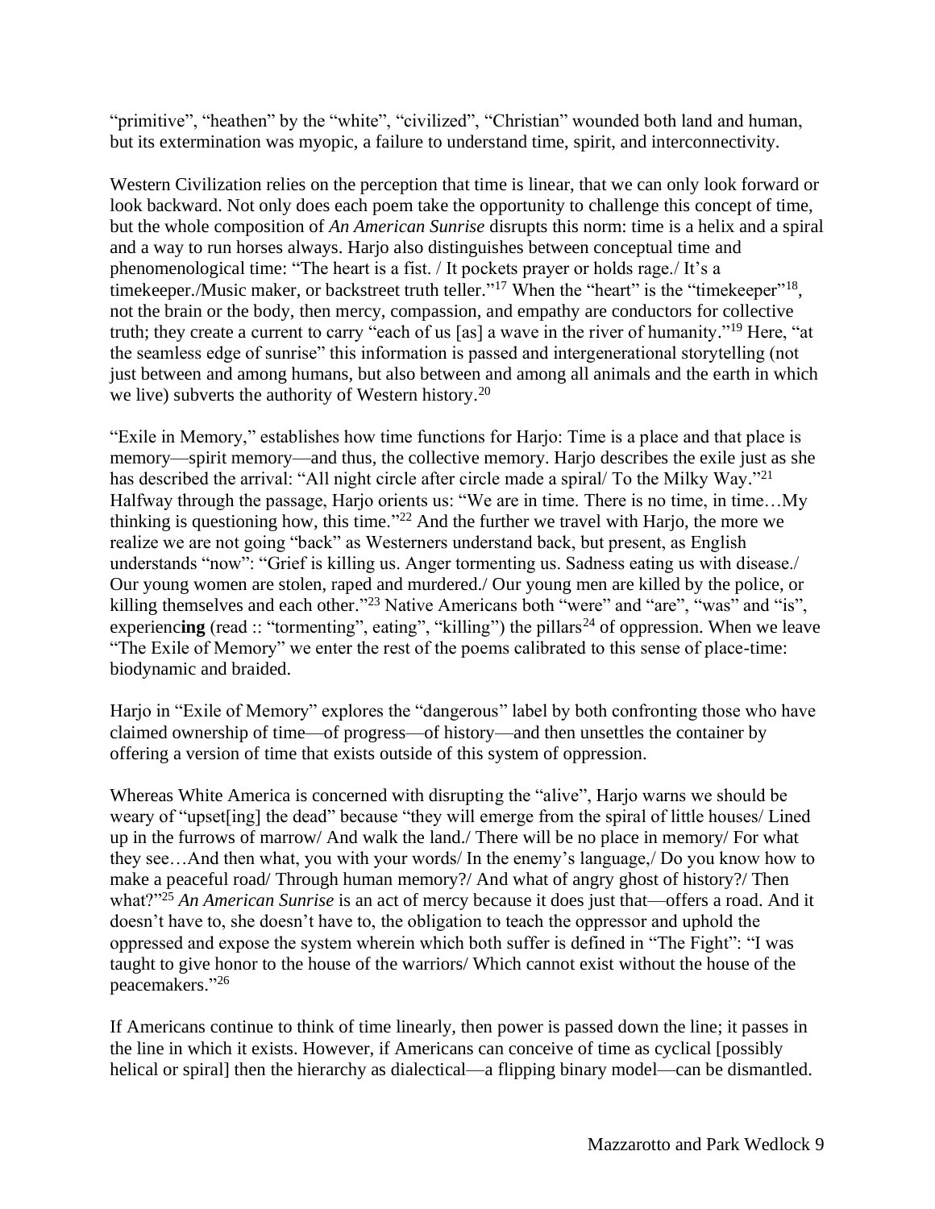"primitive", "heathen" by the "white", "civilized", "Christian" wounded both land and human, but its extermination was myopic, a failure to understand time, spirit, and interconnectivity.

Western Civilization relies on the perception that time is linear, that we can only look forward or look backward. Not only does each poem take the opportunity to challenge this concept of time, but the whole composition of *An American Sunrise* disrupts this norm: time is a helix and a spiral and a way to run horses always. Harjo also distinguishes between conceptual time and phenomenological time: "The heart is a fist. / It pockets prayer or holds rage./ It's a timekeeper./Music maker, or backstreet truth teller."[17] When the "heart" is the "timekeeper"[18], not the brain or the body, then mercy, compassion, and empathy are conductors for collective truth; they create a current to carry "each of us [as] a wave in the river of humanity."[19] Here, "at the seamless edge of sunrise" this information is passed and intergenerational storytelling (not just between and among humans, but also between and among all animals and the earth in which we live) subverts the authority of Western history.[20]

"Exile in Memory," establishes how time functions for Harjo: Time is a place and that place is memory—spirit memory—and thus, the collective memory. Harjo describes the exile just as she has described the arrival: "All night circle after circle made a spiral/ To the Milky Way."[21] Halfway through the passage, Harjo orients us: "We are in time. There is no time, in time…My thinking is questioning how, this time."[22] And the further we travel with Harjo, the more we realize we are not going "back" as Westerners understand back, but present, as English understands "now": "Grief is killing us. Anger tormenting us. Sadness eating us with disease./ Our young women are stolen, raped and murdered./ Our young men are killed by the police, or killing themselves and each other."[23] Native Americans both "were" and "are", "was" and "is", experienc**ing** (read :: "tormenting", eating", "killing") the pillars[24] of oppression. When we leave "The Exile of Memory" we enter the rest of the poems calibrated to this sense of place-time: biodynamic and braided.

Harjo in "Exile of Memory" explores the "dangerous" label by both confronting those who have claimed ownership of time—of progress—of history—and then unsettles the container by offering a version of time that exists outside of this system of oppression.

Whereas White America is concerned with disrupting the "alive", Harjo warns we should be weary of "upset[ing] the dead" because "they will emerge from the spiral of little houses/ Lined up in the furrows of marrow/ And walk the land./ There will be no place in memory/ For what they see…And then what, you with your words/ In the enemy's language,/ Do you know how to make a peaceful road/ Through human memory?/ And what of angry ghost of history?/ Then what?"[25] *An American Sunrise* is an act of mercy because it does just that—offers a road. And it doesn't have to, she doesn't have to, the obligation to teach the oppressor and uphold the oppressed and expose the system wherein which both suffer is defined in "The Fight": "I was taught to give honor to the house of the warriors/ Which cannot exist without the house of the peacemakers."[26]

If Americans continue to think of time linearly, then power is passed down the line; it passes in the line in which it exists. However, if Americans can conceive of time as cyclical [possibly helical or spiral] then the hierarchy as dialectical—a flipping binary model—can be dismantled.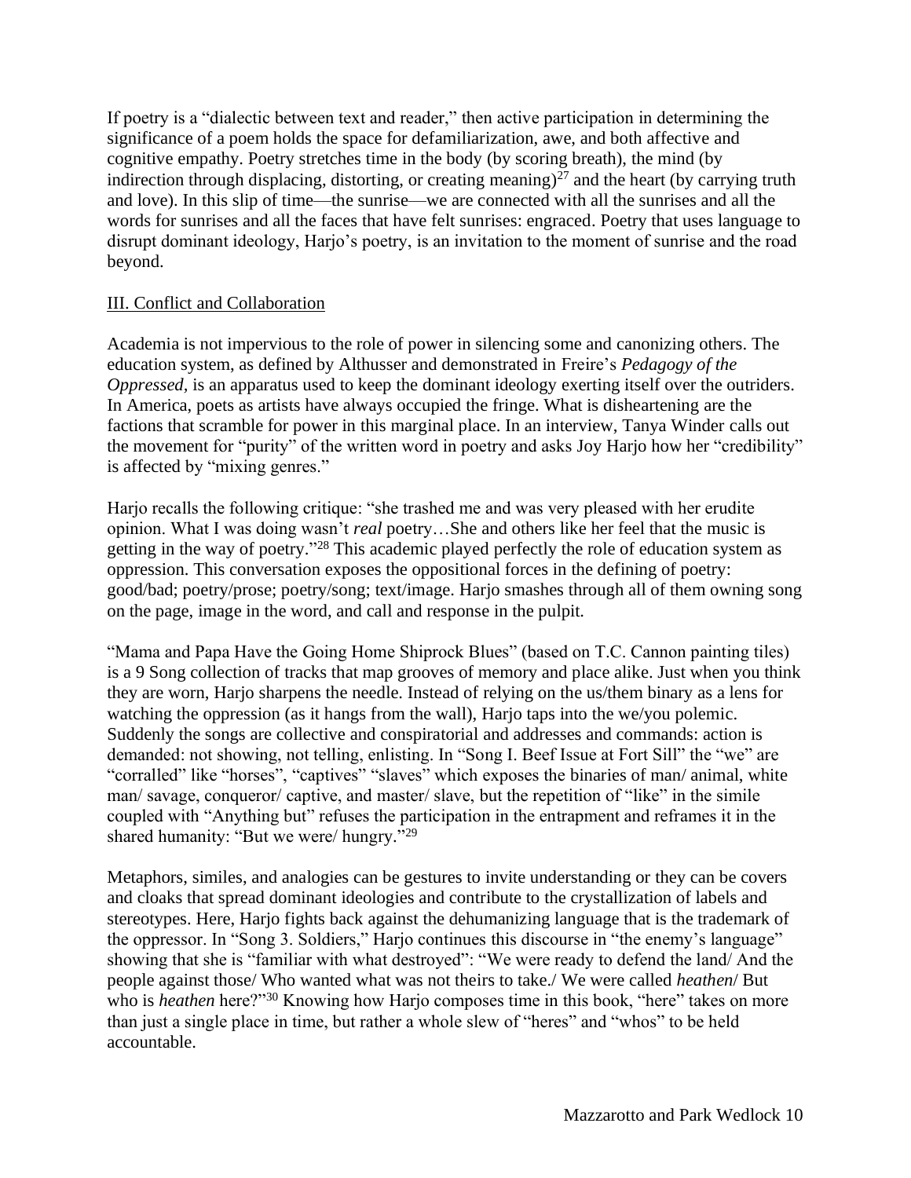If poetry is a "dialectic between text and reader," then active participation in determining the significance of a poem holds the space for defamiliarization, awe, and both affective and cognitive empathy. Poetry stretches time in the body (by scoring breath), the mind (by indirection through displacing, distorting, or creating meaning)[27] and the heart (by carrying truth and love). In this slip of time—the sunrise—we are connected with all the sunrises and all the words for sunrises and all the faces that have felt sunrises: engraced. Poetry that uses language to disrupt dominant ideology, Harjo's poetry, is an invitation to the moment of sunrise and the road beyond.

## III. Conflict and Collaboration

Academia is not impervious to the role of power in silencing some and canonizing others. The education system, as defined by Althusser and demonstrated in Freire's *Pedagogy of the Oppressed,* is an apparatus used to keep the dominant ideology exerting itself over the outriders. In America, poets as artists have always occupied the fringe. What is disheartening are the factions that scramble for power in this marginal place. In an interview, Tanya Winder calls out the movement for "purity" of the written word in poetry and asks Joy Harjo how her "credibility" is affected by "mixing genres."

Harjo recalls the following critique: "she trashed me and was very pleased with her erudite opinion. What I was doing wasn't *real* poetry…She and others like her feel that the music is getting in the way of poetry."[28] This academic played perfectly the role of education system as oppression. This conversation exposes the oppositional forces in the defining of poetry: good/bad; poetry/prose; poetry/song; text/image. Harjo smashes through all of them owning song on the page, image in the word, and call and response in the pulpit.

"Mama and Papa Have the Going Home Shiprock Blues" (based on T.C. Cannon painting tiles) is a 9 Song collection of tracks that map grooves of memory and place alike. Just when you think they are worn, Harjo sharpens the needle. Instead of relying on the us/them binary as a lens for watching the oppression (as it hangs from the wall), Harjo taps into the we/you polemic. Suddenly the songs are collective and conspiratorial and addresses and commands: action is demanded: not showing, not telling, enlisting. In "Song I. Beef Issue at Fort Sill" the "we" are "corralled" like "horses", "captives" "slaves" which exposes the binaries of man/ animal, white man/ savage, conqueror/ captive, and master/ slave, but the repetition of "like" in the simile coupled with "Anything but" refuses the participation in the entrapment and reframes it in the shared humanity: "But we were/ hungry."[29]

Metaphors, similes, and analogies can be gestures to invite understanding or they can be covers and cloaks that spread dominant ideologies and contribute to the crystallization of labels and stereotypes. Here, Harjo fights back against the dehumanizing language that is the trademark of the oppressor. In "Song 3. Soldiers," Harjo continues this discourse in "the enemy's language" showing that she is "familiar with what destroyed": "We were ready to defend the land/ And the people against those/ Who wanted what was not theirs to take./ We were called *heathen*/ But who is *heathen* here?"[30] Knowing how Harjo composes time in this book, "here" takes on more than just a single place in time, but rather a whole slew of "heres" and "whos" to be held accountable.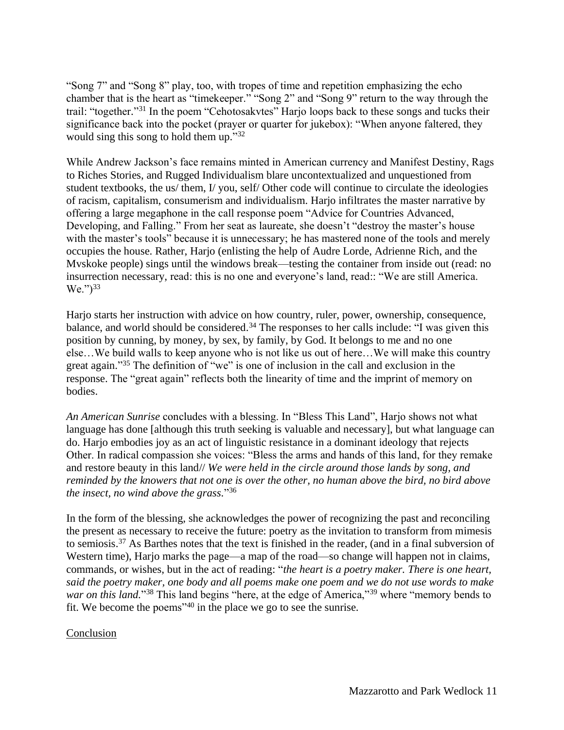"Song 7" and "Song 8" play, too, with tropes of time and repetition emphasizing the echo chamber that is the heart as "timekeeper." "Song 2" and "Song 9" return to the way through the trail: "together."[31] In the poem "Cehotosakvtes" Harjo loops back to these songs and tucks their significance back into the pocket (prayer or quarter for jukebox): "When anyone faltered, they would sing this song to hold them up."[32]

While Andrew Jackson's face remains minted in American currency and Manifest Destiny, Rags to Riches Stories, and Rugged Individualism blare uncontextualized and unquestioned from student textbooks, the us/ them, I/ you, self/ Other code will continue to circulate the ideologies of racism, capitalism, consumerism and individualism. Harjo infiltrates the master narrative by offering a large megaphone in the call response poem "Advice for Countries Advanced, Developing, and Falling." From her seat as laureate, she doesn't "destroy the master's house with the master's tools" because it is unnecessary; he has mastered none of the tools and merely occupies the house. Rather, Harjo (enlisting the help of Audre Lorde, Adrienne Rich, and the Mvskoke people) sings until the windows break—testing the container from inside out (read: no insurrection necessary, read: this is no one and everyone's land, read:: "We are still America. We.")[33]

Harjo starts her instruction with advice on how country, ruler, power, ownership, consequence, balance, and world should be considered.[34] The responses to her calls include: "I was given this position by cunning, by money, by sex, by family, by God. It belongs to me and no one else…We build walls to keep anyone who is not like us out of here…We will make this country great again."[35] The definition of "we" is one of inclusion in the call and exclusion in the response. The "great again" reflects both the linearity of time and the imprint of memory on bodies.

*An American Sunrise* concludes with a blessing. In "Bless This Land", Harjo shows not what language has done [although this truth seeking is valuable and necessary], but what language can do. Harjo embodies joy as an act of linguistic resistance in a dominant ideology that rejects Other. In radical compassion she voices: "Bless the arms and hands of this land, for they remake and restore beauty in this land// *We were held in the circle around those lands by song, and reminded by the knowers that not one is over the other, no human above the bird, no bird above the insect, no wind above the grass.*"[36]

In the form of the blessing, she acknowledges the power of recognizing the past and reconciling the present as necessary to receive the future: poetry as the invitation to transform from mimesis to semiosis.[37] As Barthes notes that the text is finished in the reader, (and in a final subversion of Western time), Harjo marks the page—a map of the road—so change will happen not in claims, commands, or wishes, but in the act of reading: "*the heart is a poetry maker. There is one heart, said the poetry maker, one body and all poems make one poem and we do not use words to make war on this land.*"[38] This land begins "here, at the edge of America,"[39] where "memory bends to fit. We become the poems"[40] in the place we go to see the sunrise.

## Conclusion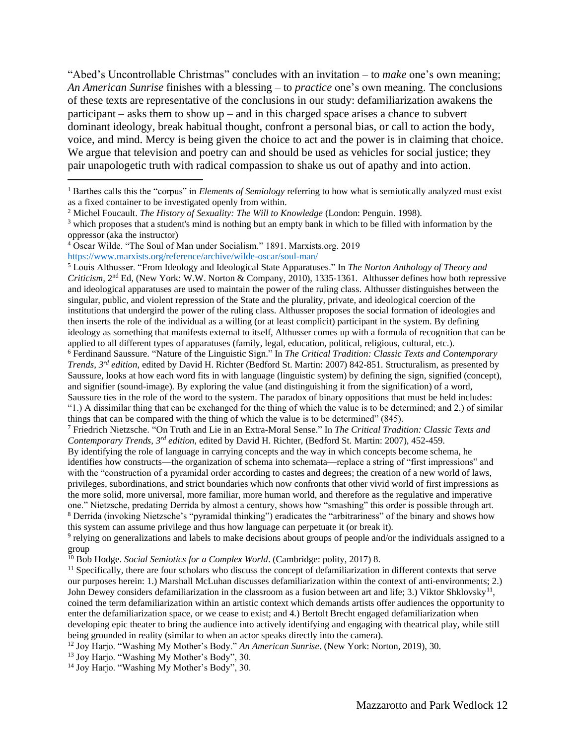"Abed's Uncontrollable Christmas" concludes with an invitation – to *make* one's own meaning; *An American Sunrise* finishes with a blessing – to *practice* one's own meaning. The conclusions of these texts are representative of the conclusions in our study: defamiliarization awakens the participant – asks them to show up – and in this charged space arises a chance to subvert dominant ideology, break habitual thought, confront a personal bias, or call to action the body, voice, and mind. Mercy is being given the choice to act and the power is in claiming that choice. We argue that television and poetry can and should be used as vehicles for social justice; they pair unapologetic truth with radical compassion to shake us out of apathy and into action.

---

[1] Barthes calls this the "corpus" in *Elements of Semiology* referring to how what is semiotically analyzed must exist as a fixed container to be investigated openly from within.

[2] Michel Foucault. *The History of Sexuality: The Will to Knowledge* (London: Penguin. 1998).

[3] which proposes that a student's mind is nothing but an empty bank in which to be filled with information by the oppressor (aka the instructor)

[4] Oscar Wilde. "The Soul of Man under Socialism." 1891. Marxists.org. 2019 https://www.marxists.org/reference/archive/wilde-oscar/soul-man/

[5] Louis Althusser. "From Ideology and Ideological State Apparatuses." In *The Norton Anthology of Theory and Criticism*, 2nd Ed, (New York: W.W. Norton & Company, 2010), 1335-1361. Althusser defines how both repressive and ideological apparatuses are used to maintain the power of the ruling class. Althusser distinguishes between the singular, public, and violent repression of the State and the plurality, private, and ideological coercion of the institutions that undergird the power of the ruling class. Althusser proposes the social formation of ideologies and then inserts the role of the individual as a willing (or at least complicit) participant in the system. By defining ideology as something that manifests external to itself, Althusser comes up with a formula of recognition that can be applied to all different types of apparatuses (family, legal, education, political, religious, cultural, etc.).

[6] Ferdinand Saussure. "Nature of the Linguistic Sign." In *The Critical Tradition: Classic Texts and Contemporary Trends, 3rd edition*, edited by David H. Richter (Bedford St. Martin: 2007) 842-851. Structuralism, as presented by Saussure, looks at how each word fits in with language (linguistic system) by defining the sign, signified (concept), and signifier (sound-image). By exploring the value (and distinguishing it from the signification) of a word, Saussure ties in the role of the word to the system. The paradox of binary oppositions that must be held includes: "1.) A dissimilar thing that can be exchanged for the thing of which the value is to be determined; and 2.) of similar things that can be compared with the thing of which the value is to be determined" (845).

[7] Friedrich Nietzsche. "On Truth and Lie in an Extra-Moral Sense." In *The Critical Tradition: Classic Texts and Contemporary Trends, 3rd edition*, edited by David H. Richter, (Bedford St. Martin: 2007), 452-459. By identifying the role of language in carrying concepts and the way in which concepts become schema, he identifies how constructs—the organization of schema into schemata—replace a string of "first impressions" and with the "construction of a pyramidal order according to castes and degrees; the creation of a new world of laws, privileges, subordinations, and strict boundaries which now confronts that other vivid world of first impressions as the more solid, more universal, more familiar, more human world, and therefore as the regulative and imperative one." Nietzsche, predating Derrida by almost a century, shows how "smashing" this order is possible through art.

[8] Derrida (invoking Nietzsche's "pyramidal thinking") eradicates the "arbitrariness" of the binary and shows how this system can assume privilege and thus how language can perpetuate it (or break it).

[9] relying on generalizations and labels to make decisions about groups of people and/or the individuals assigned to a group

[10] Bob Hodge. *Social Semiotics for a Complex World*. (Cambridge: polity, 2017) 8.

[11] Specifically, there are four scholars who discuss the concept of defamiliarization in different contexts that serve our purposes herein: 1.) Marshall McLuhan discusses defamiliarization within the context of anti-environments; 2.) John Dewey considers defamiliarization in the classroom as a fusion between art and life; 3.) Viktor Shklovsky[11], coined the term defamiliarization within an artistic context which demands artists offer audiences the opportunity to enter the defamiliarization space, or we cease to exist; and 4.) Bertolt Brecht engaged defamiliarization when developing epic theater to bring the audience into actively identifying and engaging with theatrical play, while still being grounded in reality (similar to when an actor speaks directly into the camera).

[12] Joy Harjo. "Washing My Mother's Body." *An American Sunrise*. (New York: Norton, 2019), 30.

[13] Joy Harjo. "Washing My Mother's Body", 30.

[14] Joy Harjo. "Washing My Mother's Body", 30.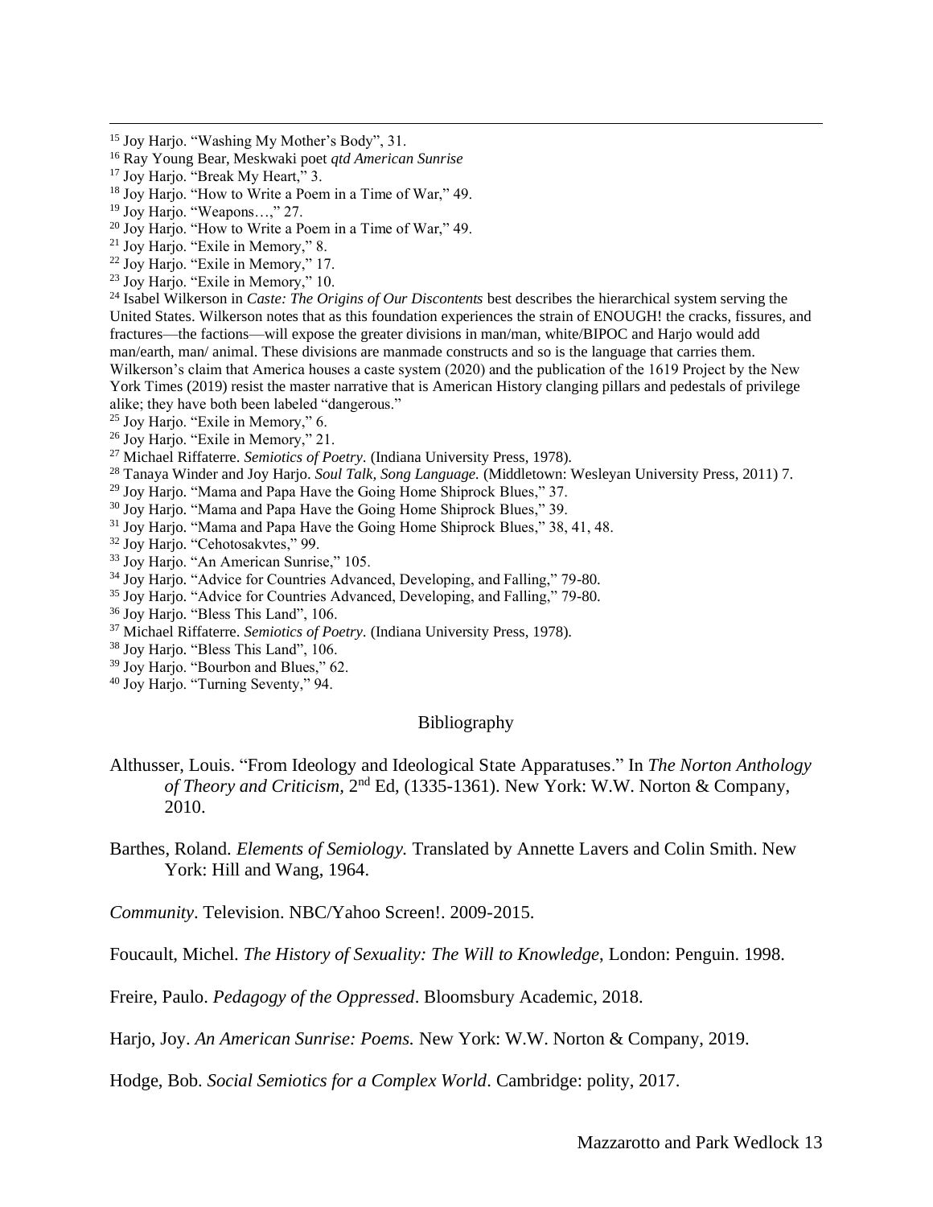[15] Joy Harjo. "Washing My Mother's Body", 31.

[16] Ray Young Bear, Meskwaki poet *qtd American Sunrise*

[17] Joy Harjo. "Break My Heart," 3.

[18] Joy Harjo. "How to Write a Poem in a Time of War," 49.

[19] Joy Harjo. "Weapons…," 27.

[20] Joy Harjo. "How to Write a Poem in a Time of War," 49.

[21] Joy Harjo. "Exile in Memory," 8.

[22] Joy Harjo. "Exile in Memory," 17.

[23] Joy Harjo. "Exile in Memory," 10.

[24] Isabel Wilkerson in *Caste: The Origins of Our Discontents* best describes the hierarchical system serving the United States. Wilkerson notes that as this foundation experiences the strain of ENOUGH! the cracks, fissures, and fractures—the factions—will expose the greater divisions in man/man, white/BIPOC and Harjo would add man/earth, man/ animal. These divisions are manmade constructs and so is the language that carries them. Wilkerson's claim that America houses a caste system (2020) and the publication of the 1619 Project by the New York Times (2019) resist the master narrative that is American History clanging pillars and pedestals of privilege alike; they have both been labeled "dangerous."

[25] Joy Harjo. "Exile in Memory," 6.

[26] Joy Harjo. "Exile in Memory," 21.

[27] Michael Riffaterre. *Semiotics of Poetry*. (Indiana University Press, 1978).

[28] Tanaya Winder and Joy Harjo. *Soul Talk, Song Language.* (Middletown: Wesleyan University Press, 2011) 7.

[29] Joy Harjo. "Mama and Papa Have the Going Home Shiprock Blues," 37.

[30] Joy Harjo. "Mama and Papa Have the Going Home Shiprock Blues," 39.

[31] Joy Harjo. "Mama and Papa Have the Going Home Shiprock Blues," 38, 41, 48.

[32] Joy Harjo. "Cehotosakvtes," 99.

[33] Joy Harjo. "An American Sunrise," 105.

[34] Joy Harjo. "Advice for Countries Advanced, Developing, and Falling," 79-80.

[35] Joy Harjo. "Advice for Countries Advanced, Developing, and Falling," 79-80.

[36] Joy Harjo. "Bless This Land", 106.

[37] Michael Riffaterre. *Semiotics of Poetry*. (Indiana University Press, 1978).

[38] Joy Harjo. "Bless This Land", 106.

[39] Joy Harjo. "Bourbon and Blues," 62.

[40] Joy Harjo. "Turning Seventy," 94.

## Bibliography

Althusser, Louis. "From Ideology and Ideological State Apparatuses." In *The Norton Anthology of Theory and Criticism*, 2nd Ed, (1335-1361). New York: W.W. Norton & Company, 2010.

Barthes, Roland. *Elements of Semiology.* Translated by Annette Lavers and Colin Smith. New York: Hill and Wang, 1964.

*Community*. Television. NBC/Yahoo Screen!. 2009-2015.

Foucault, Michel. *The History of Sexuality: The Will to Knowledge*, London: Penguin. 1998.

Freire, Paulo. *Pedagogy of the Oppressed*. Bloomsbury Academic, 2018.

Harjo, Joy. *An American Sunrise: Poems.* New York: W.W. Norton & Company, 2019.

Hodge, Bob. *Social Semiotics for a Complex World*. Cambridge: polity, 2017.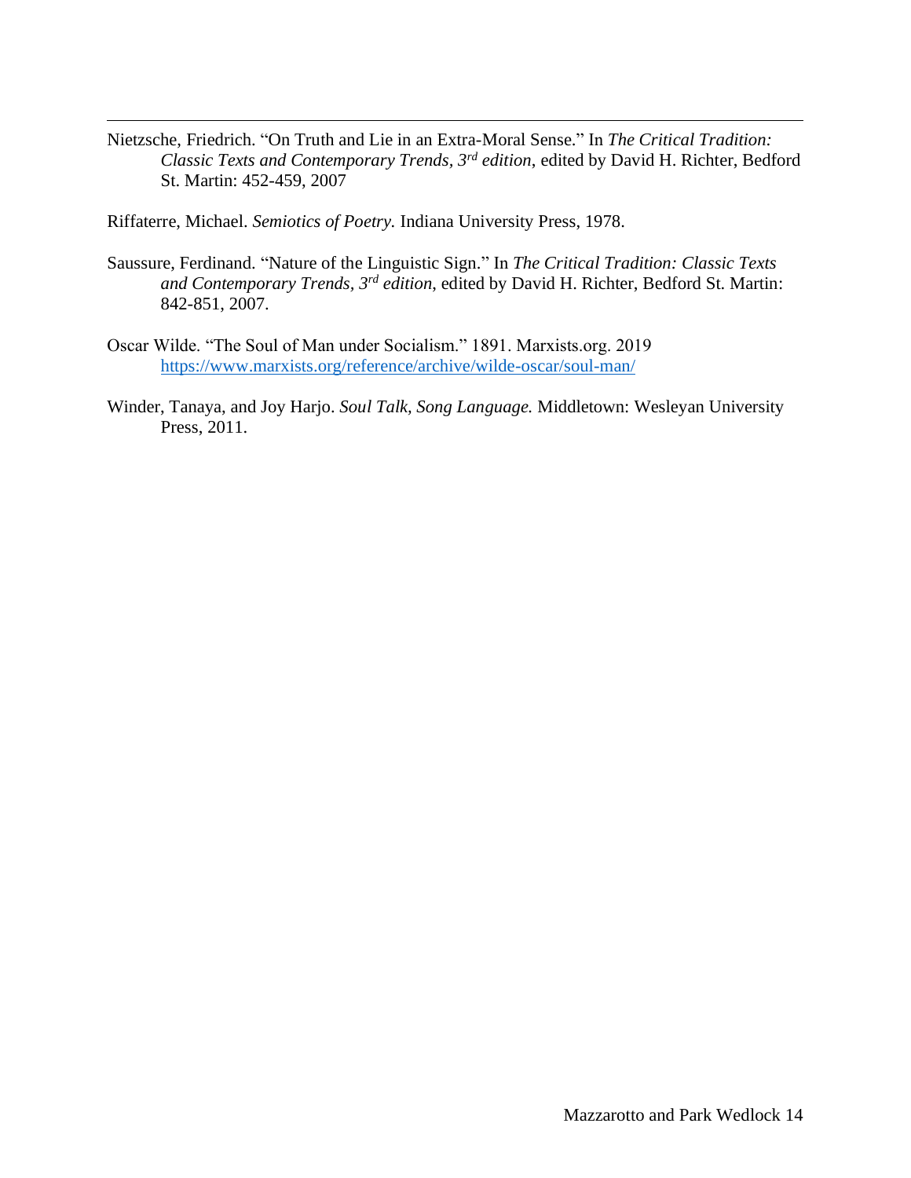Nietzsche, Friedrich. "On Truth and Lie in an Extra-Moral Sense." In *The Critical Tradition: Classic Texts and Contemporary Trends, 3rd edition*, edited by David H. Richter, Bedford St. Martin: 452-459, 2007

Riffaterre, Michael. *Semiotics of Poetry.* Indiana University Press, 1978.

Saussure, Ferdinand. "Nature of the Linguistic Sign." In *The Critical Tradition: Classic Texts and Contemporary Trends, 3rd edition*, edited by David H. Richter, Bedford St. Martin: 842-851, 2007.

Oscar Wilde. "The Soul of Man under Socialism." 1891. Marxists.org. 2019 https://www.marxists.org/reference/archive/wilde-oscar/soul-man/

Winder, Tanaya, and Joy Harjo. *Soul Talk, Song Language.* Middletown: Wesleyan University Press, 2011.